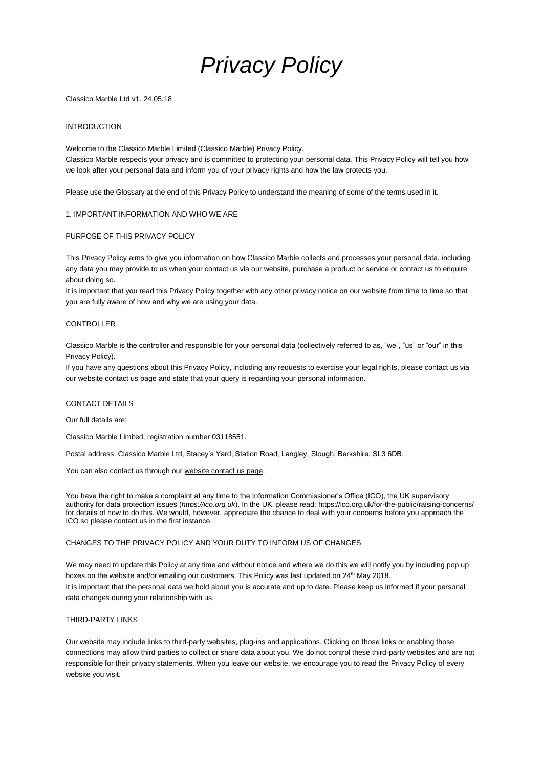# *Privacy Policy*

Classico Marble Ltd v1. 24.05.18

## INTRODUCTION

Welcome to the Classico Marble Limited (Classico Marble) Privacy Policy.

Classico Marble respects your privacy and is committed to protecting your personal data. This Privacy Policy will tell you how we look after your personal data and inform you of your privacy rights and how the law protects you.

Please use the Glossary at the end of this Privacy Policy to understand the meaning of some of the terms used in it.

## 1. IMPORTANT INFORMATION AND WHO WE ARE

### PURPOSE OF THIS PRIVACY POLICY

This Privacy Policy aims to give you information on how Classico Marble collects and processes your personal data, including any data you may provide to us when your contact us via our website, purchase a product or service or contact us to enquire about doing so.

It is important that you read this Privacy Policy together with any other privacy notice on our website from time to time so that you are fully aware of how and why we are using your data.

### CONTROLLER

Classico Marble is the controller and responsible for your personal data (collectively referred to as, "we", "us" or "our" in this Privacy Policy).

If you have any questions about this Privacy Policy, including any requests to exercise your legal rights, please contact us via our website contact us page and state that your query is regarding your personal information.

### CONTACT DETAILS

Our full details are:

Classico Marble Limited, registration number 03118551.

Postal address: Classico Marble Ltd, Stacey's Yard, Station Road, Langley, Slough, Berkshire, SL3 6DB.

You can also contact us through our website contact us page.

You have the right to make a complaint at any time to the Information Commissioner's Office (ICO), the UK supervisory authority for data protection issues (*https://ico.org.uk*). In the UK, please read: https://ico.org.uk/for-the-public/raising-concerns/ for details of how to do this. We would, however, appreciate the chance to deal with your concerns before you approach the ICO so please contact us in the first instance.

### CHANGES TO THE PRIVACY POLICY AND YOUR DUTY TO INFORM US OF CHANGES

We may need to update this Policy at any time and without notice and where we do this we will notify you by including pop up boxes on the website and/or emailing our customers. This Policy was last updated on 24th May 2018.

It is important that the personal data we hold about you is accurate and up to date. Please keep us informed if your personal data changes during your relationship with us.

### THIRD-PARTY LINKS

Our website may include links to third-party websites, plug-ins and applications. Clicking on those links or enabling those connections may allow third parties to collect or share data about you. We do not control these third-party websites and are not responsible for their privacy statements. When you leave our website, we encourage you to read the Privacy Policy of every website you visit.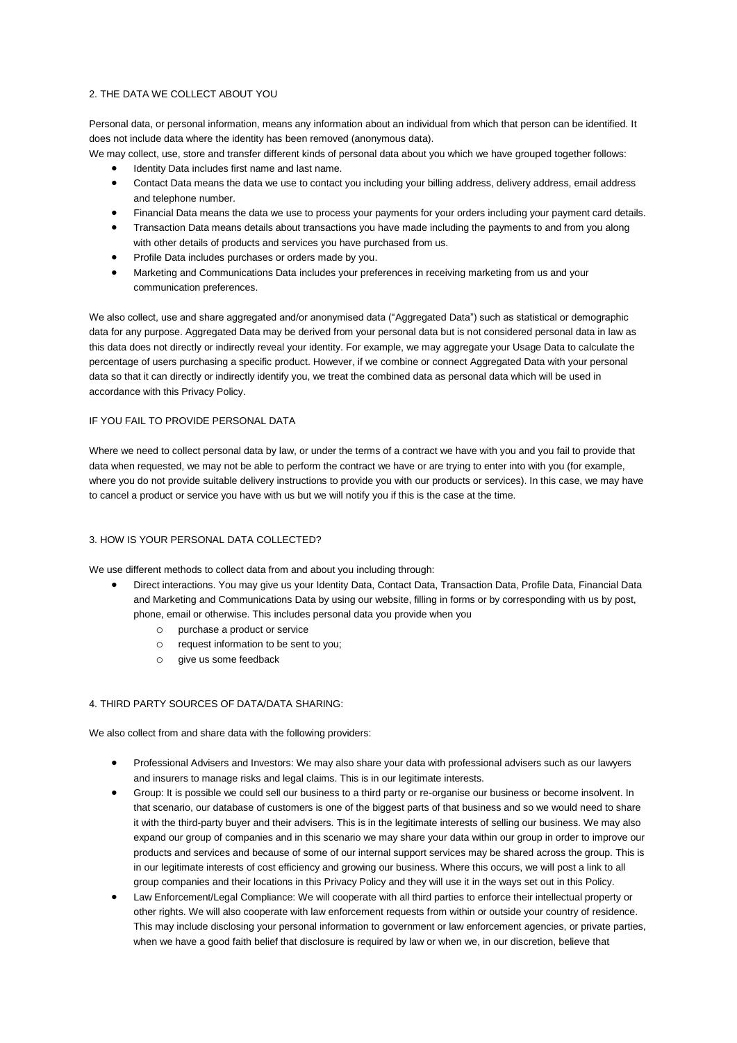## 2. THE DATA WE COLLECT ABOUT YOU

Personal data, or personal information, means any information about an individual from which that person can be identified. It does not include data where the identity has been removed (anonymous data).

We may collect, use, store and transfer different kinds of personal data about you which we have grouped together follows:

- Identity Data includes first name and last name.
- Contact Data means the data we use to contact you including your billing address, delivery address, email address and telephone number.
- Financial Data means the data we use to process your payments for your orders including your payment card details.
- Transaction Data means details about transactions you have made including the payments to and from you along with other details of products and services you have purchased from us.
- Profile Data includes purchases or orders made by you.
- Marketing and Communications Data includes your preferences in receiving marketing from us and your communication preferences.

We also collect, use and share aggregated and/or anonymised data ("Aggregated Data") such as statistical or demographic data for any purpose. Aggregated Data may be derived from your personal data but is not considered personal data in law as this data does not directly or indirectly reveal your identity. For example, we may aggregate your Usage Data to calculate the percentage of users purchasing a specific product. However, if we combine or connect Aggregated Data with your personal data so that it can directly or indirectly identify you, we treat the combined data as personal data which will be used in accordance with this Privacy Policy.

### IF YOU FAIL TO PROVIDE PERSONAL DATA

Where we need to collect personal data by law, or under the terms of a contract we have with you and you fail to provide that data when requested, we may not be able to perform the contract we have or are trying to enter into with you (for example, where you do not provide suitable delivery instructions to provide you with our products or services). In this case, we may have to cancel a product or service you have with us but we will notify you if this is the case at the time.

## 3. HOW IS YOUR PERSONAL DATA COLLECTED?

We use different methods to collect data from and about you including through:

- Direct interactions. You may give us your Identity Data, Contact Data, Transaction Data, Profile Data, Financial Data and Marketing and Communications Data by using our website, filling in forms or by corresponding with us by post, phone, email or otherwise. This includes personal data you provide when you
  - purchase a product or service
  - request information to be sent to you;
  - give us some feedback

## 4. THIRD PARTY SOURCES OF DATA/DATA SHARING:

We also collect from and share data with the following providers:

- Professional Advisers and Investors: We may also share your data with professional advisers such as our lawyers and insurers to manage risks and legal claims. This is in our legitimate interests.
- Group: It is possible we could sell our business to a third party or re-organise our business or become insolvent. In that scenario, our database of customers is one of the biggest parts of that business and so we would need to share it with the third-party buyer and their advisers. This is in the legitimate interests of selling our business. We may also expand our group of companies and in this scenario we may share your data within our group in order to improve our products and services and because of some of our internal support services may be shared across the group. This is in our legitimate interests of cost efficiency and growing our business. Where this occurs, we will post a link to all group companies and their locations in this Privacy Policy and they will use it in the ways set out in this Policy.
- Law Enforcement/Legal Compliance: We will cooperate with all third parties to enforce their intellectual property or other rights. We will also cooperate with law enforcement requests from within or outside your country of residence. This may include disclosing your personal information to government or law enforcement agencies, or private parties, when we have a good faith belief that disclosure is required by law or when we, in our discretion, believe that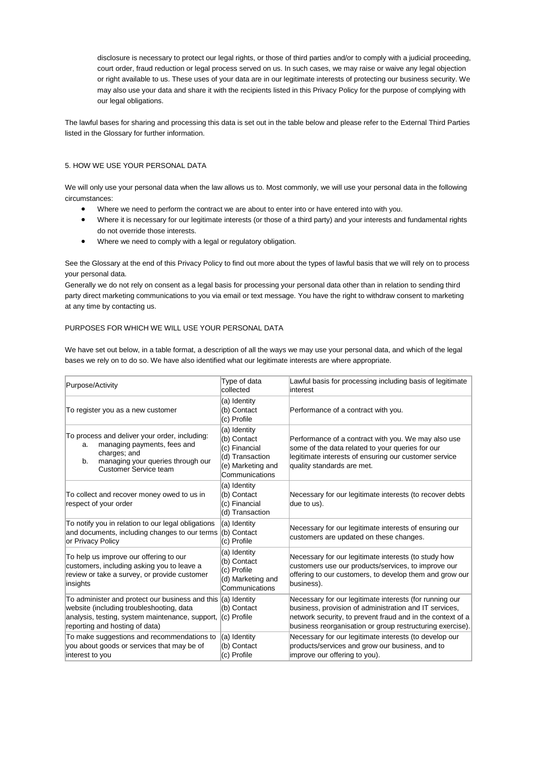disclosure is necessary to protect our legal rights, or those of third parties and/or to comply with a judicial proceeding, court order, fraud reduction or legal process served on us. In such cases, we may raise or waive any legal objection or right available to us. These uses of your data are in our legitimate interests of protecting our business security. We may also use your data and share it with the recipients listed in this Privacy Policy for the purpose of complying with our legal obligations.

The lawful bases for sharing and processing this data is set out in the table below and please refer to the External Third Parties listed in the Glossary for further information.

## 5. HOW WE USE YOUR PERSONAL DATA

We will only use your personal data when the law allows us to. Most commonly, we will use your personal data in the following circumstances:

- Where we need to perform the contract we are about to enter into or have entered into with you.
- Where it is necessary for our legitimate interests (or those of a third party) and your interests and fundamental rights do not override those interests.
- Where we need to comply with a legal or regulatory obligation.

See the Glossary at the end of this Privacy Policy to find out more about the types of lawful basis that we will rely on to process your personal data.

Generally we do not rely on consent as a legal basis for processing your personal data other than in relation to sending third party direct marketing communications to you via email or text message. You have the right to withdraw consent to marketing at any time by contacting us.

### PURPOSES FOR WHICH WE WILL USE YOUR PERSONAL DATA

We have set out below, in a table format, a description of all the ways we may use your personal data, and which of the legal bases we rely on to do so. We have also identified what our legitimate interests are where appropriate.

| Purpose/Activity | Type of data collected | Lawful basis for processing including basis of legitimate interest |
|---|---|---|
| To register you as a new customer | (a) Identity<br>(b) Contact<br>(c) Profile | Performance of a contract with you. |
| To process and deliver your order, including:<br>a. managing payments, fees and charges; and<br>b. managing your queries through our Customer Service team | (a) Identity<br>(b) Contact<br>(c) Financial<br>(d) Transaction<br>(e) Marketing and Communications | Performance of a contract with you. We may also use some of the data related to your queries for our legitimate interests of ensuring our customer service quality standards are met. |
| To collect and recover money owed to us in respect of your order | (a) Identity<br>(b) Contact<br>(c) Financial<br>(d) Transaction | Necessary for our legitimate interests (to recover debts due to us). |
| To notify you in relation to our legal obligations and documents, including changes to our terms or Privacy Policy | (a) Identity<br>(b) Contact<br>(c) Profile | Necessary for our legitimate interests of ensuring our customers are updated on these changes. |
| To help us improve our offering to our customers, including asking you to leave a review or take a survey, or provide customer insights | (a) Identity<br>(b) Contact<br>(c) Profile<br>(d) Marketing and Communications | Necessary for our legitimate interests (to study how customers use our products/services, to improve our offering to our customers, to develop them and grow our business). |
| To administer and protect our business and this website (including troubleshooting, data analysis, testing, system maintenance, support, reporting and hosting of data) | (a) Identity<br>(b) Contact<br>(c) Profile | Necessary for our legitimate interests (for running our business, provision of administration and IT services, network security, to prevent fraud and in the context of a business reorganisation or group restructuring exercise). |
| To make suggestions and recommendations to you about goods or services that may be of interest to you | (a) Identity<br>(b) Contact<br>(c) Profile | Necessary for our legitimate interests (to develop our products/services and grow our business, and to improve our offering to you). |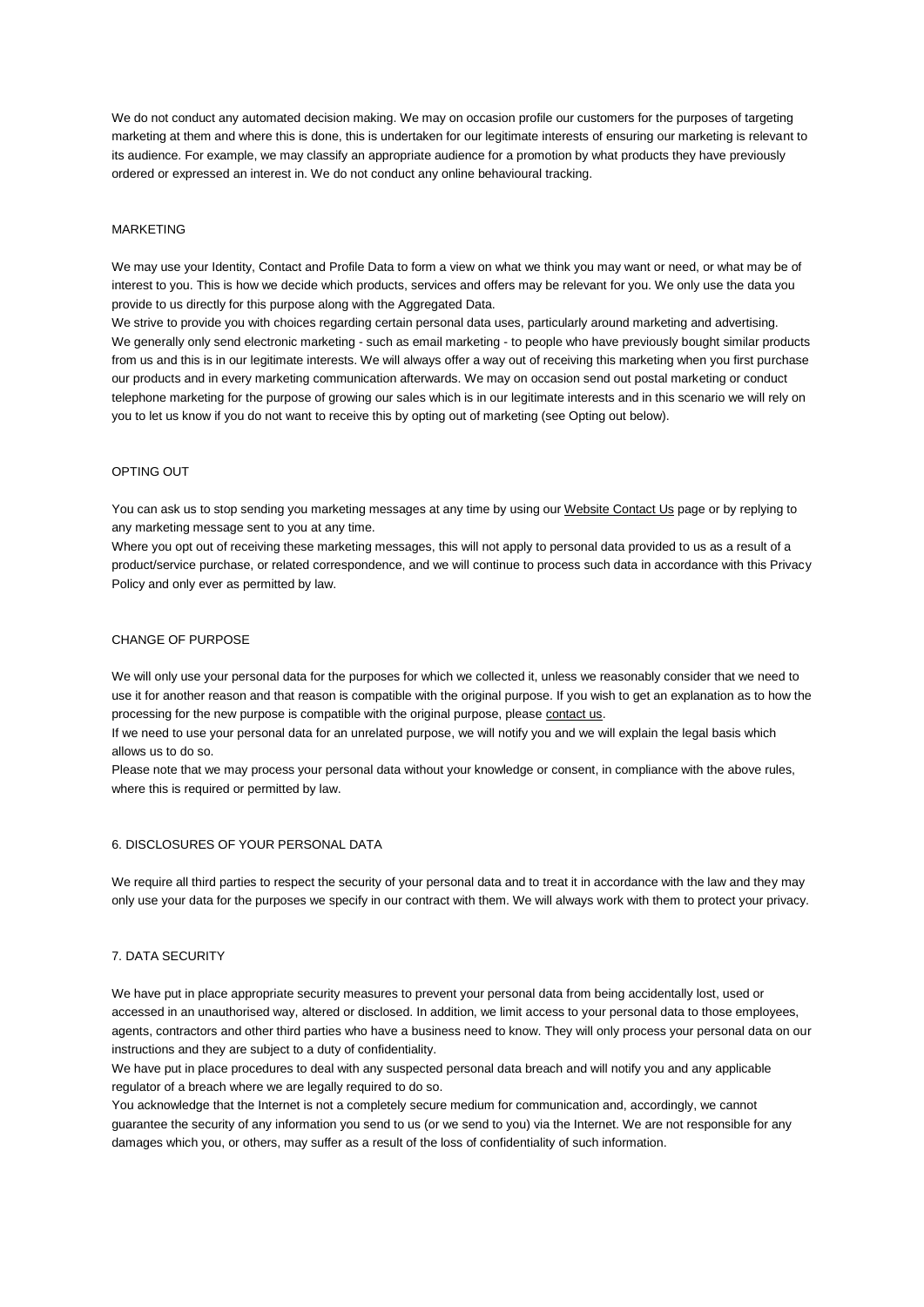We do not conduct any automated decision making. We may on occasion profile our customers for the purposes of targeting marketing at them and where this is done, this is undertaken for our legitimate interests of ensuring our marketing is relevant to its audience. For example, we may classify an appropriate audience for a promotion by what products they have previously ordered or expressed an interest in. We do not conduct any online behavioural tracking.

### MARKETING

We may use your Identity, Contact and Profile Data to form a view on what we think you may want or need, or what may be of interest to you. This is how we decide which products, services and offers may be relevant for you. We only use the data you provide to us directly for this purpose along with the Aggregated Data.

We strive to provide you with choices regarding certain personal data uses, particularly around marketing and advertising. We generally only send electronic marketing - such as email marketing - to people who have previously bought similar products from us and this is in our legitimate interests. We will always offer a way out of receiving this marketing when you first purchase our products and in every marketing communication afterwards. We may on occasion send out postal marketing or conduct telephone marketing for the purpose of growing our sales which is in our legitimate interests and in this scenario we will rely on you to let us know if you do not want to receive this by opting out of marketing (see Opting out below).

### OPTING OUT

You can ask us to stop sending you marketing messages at any time by using our Website Contact Us page or by replying to any marketing message sent to you at any time.

Where you opt out of receiving these marketing messages, this will not apply to personal data provided to us as a result of a product/service purchase, or related correspondence, and we will continue to process such data in accordance with this Privacy Policy and only ever as permitted by law.

### CHANGE OF PURPOSE

We will only use your personal data for the purposes for which we collected it, unless we reasonably consider that we need to use it for another reason and that reason is compatible with the original purpose. If you wish to get an explanation as to how the processing for the new purpose is compatible with the original purpose, please contact us.

If we need to use your personal data for an unrelated purpose, we will notify you and we will explain the legal basis which allows us to do so.

Please note that we may process your personal data without your knowledge or consent, in compliance with the above rules, where this is required or permitted by law.

## 6. DISCLOSURES OF YOUR PERSONAL DATA

We require all third parties to respect the security of your personal data and to treat it in accordance with the law and they may only use your data for the purposes we specify in our contract with them. We will always work with them to protect your privacy.

## 7. DATA SECURITY

We have put in place appropriate security measures to prevent your personal data from being accidentally lost, used or accessed in an unauthorised way, altered or disclosed. In addition, we limit access to your personal data to those employees, agents, contractors and other third parties who have a business need to know. They will only process your personal data on our instructions and they are subject to a duty of confidentiality.

We have put in place procedures to deal with any suspected personal data breach and will notify you and any applicable regulator of a breach where we are legally required to do so.

You acknowledge that the Internet is not a completely secure medium for communication and, accordingly, we cannot guarantee the security of any information you send to us (or we send to you) via the Internet. We are not responsible for any damages which you, or others, may suffer as a result of the loss of confidentiality of such information.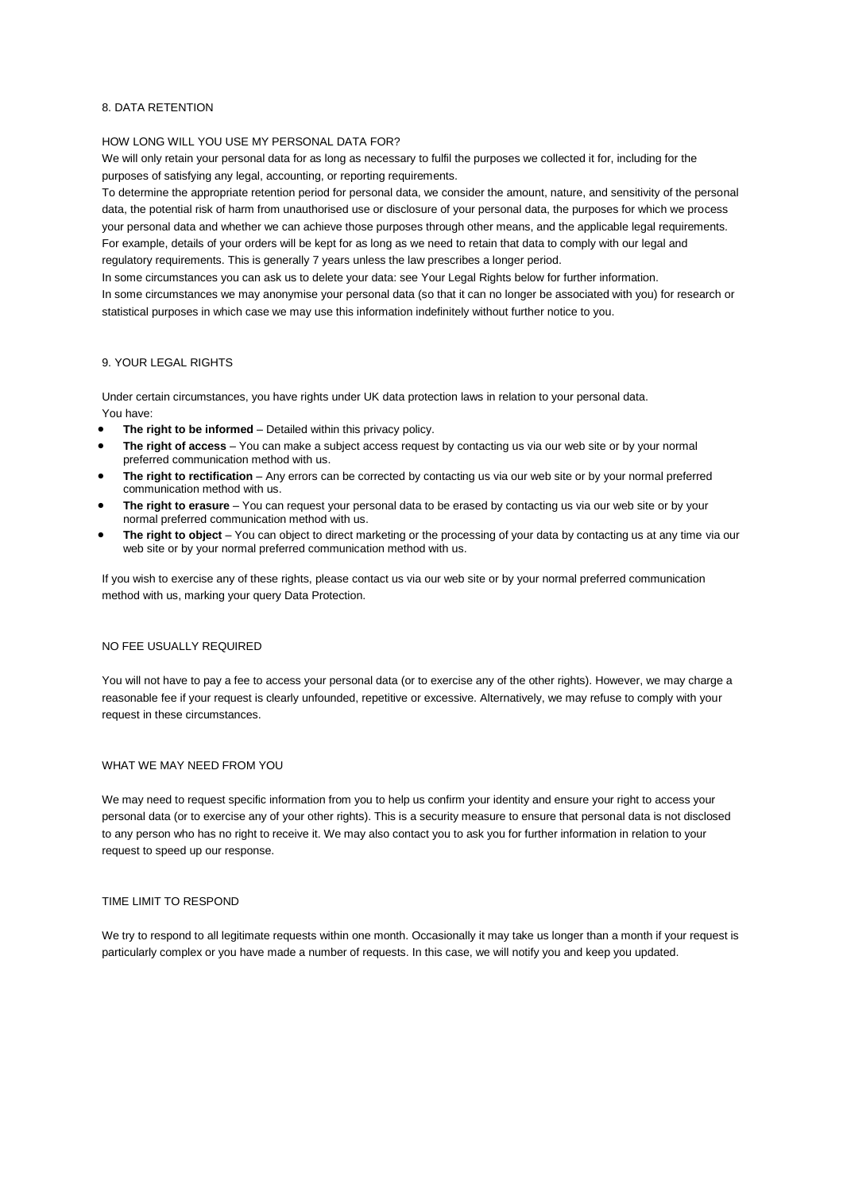## 8. DATA RETENTION

### HOW LONG WILL YOU USE MY PERSONAL DATA FOR?

We will only retain your personal data for as long as necessary to fulfil the purposes we collected it for, including for the purposes of satisfying any legal, accounting, or reporting requirements.

To determine the appropriate retention period for personal data, we consider the amount, nature, and sensitivity of the personal data, the potential risk of harm from unauthorised use or disclosure of your personal data, the purposes for which we process your personal data and whether we can achieve those purposes through other means, and the applicable legal requirements. For example, details of your orders will be kept for as long as we need to retain that data to comply with our legal and regulatory requirements. This is generally 7 years unless the law prescribes a longer period.

In some circumstances you can ask us to delete your data: see Your Legal Rights below for further information.

In some circumstances we may anonymise your personal data (so that it can no longer be associated with you) for research or statistical purposes in which case we may use this information indefinitely without further notice to you.

## 9. YOUR LEGAL RIGHTS

Under certain circumstances, you have rights under UK data protection laws in relation to your personal data.

You have:

- **The right to be informed** – Detailed within this privacy policy.
- **The right of access** – You can make a subject access request by contacting us via our web site or by your normal preferred communication method with us.
- **The right to rectification** – Any errors can be corrected by contacting us via our web site or by your normal preferred communication method with us.
- **The right to erasure** – You can request your personal data to be erased by contacting us via our web site or by your normal preferred communication method with us.
- **The right to object** – You can object to direct marketing or the processing of your data by contacting us at any time via our web site or by your normal preferred communication method with us.

If you wish to exercise any of these rights, please contact us via our web site or by your normal preferred communication method with us, marking your query Data Protection.

### NO FEE USUALLY REQUIRED

You will not have to pay a fee to access your personal data (or to exercise any of the other rights). However, we may charge a reasonable fee if your request is clearly unfounded, repetitive or excessive. Alternatively, we may refuse to comply with your request in these circumstances.

### WHAT WE MAY NEED FROM YOU

We may need to request specific information from you to help us confirm your identity and ensure your right to access your personal data (or to exercise any of your other rights). This is a security measure to ensure that personal data is not disclosed to any person who has no right to receive it. We may also contact you to ask you for further information in relation to your request to speed up our response.

### TIME LIMIT TO RESPOND

We try to respond to all legitimate requests within one month. Occasionally it may take us longer than a month if your request is particularly complex or you have made a number of requests. In this case, we will notify you and keep you updated.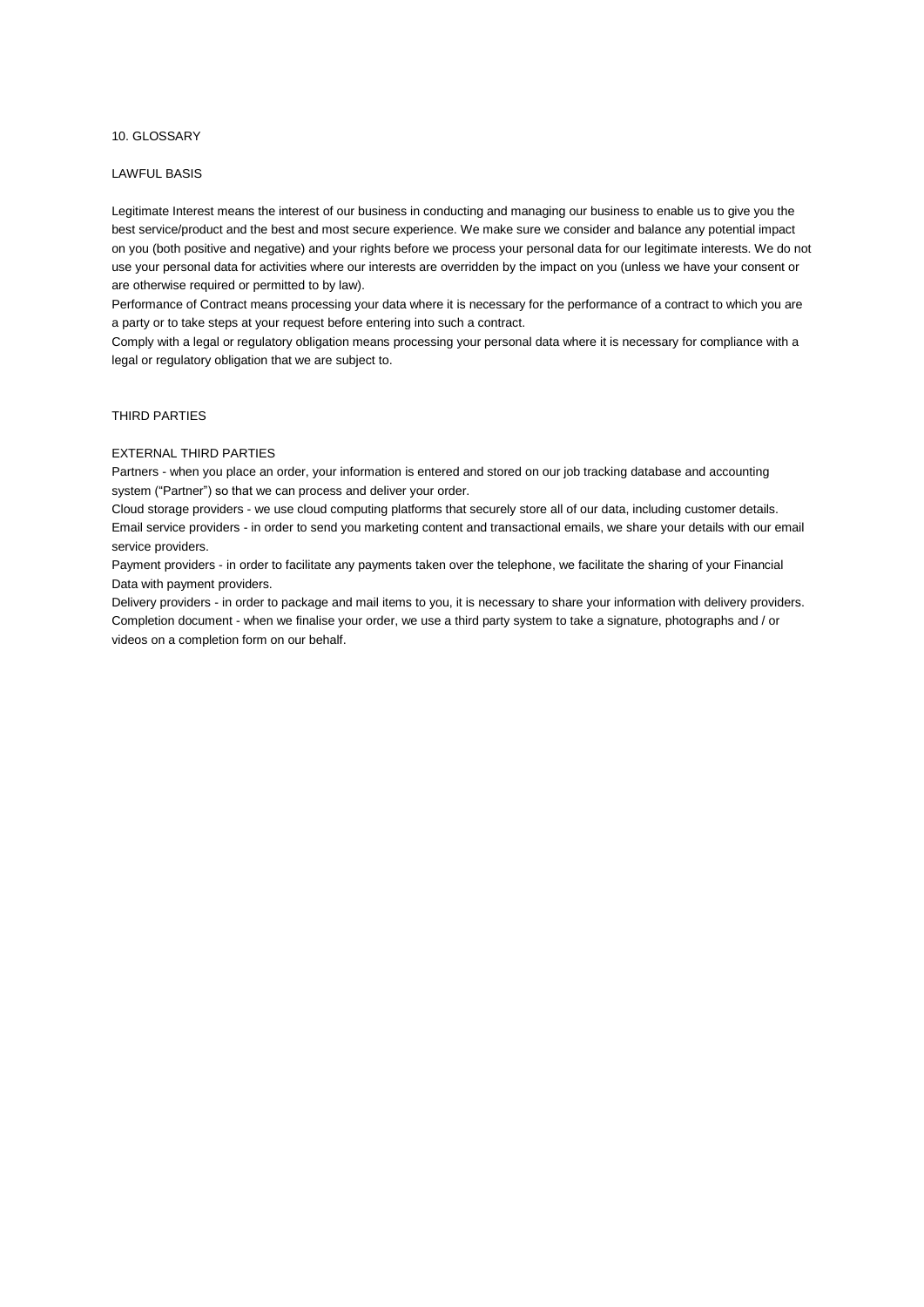# 10. GLOSSARY

## LAWFUL BASIS

Legitimate Interest means the interest of our business in conducting and managing our business to enable us to give you the best service/product and the best and most secure experience. We make sure we consider and balance any potential impact on you (both positive and negative) and your rights before we process your personal data for our legitimate interests. We do not use your personal data for activities where our interests are overridden by the impact on you (unless we have your consent or are otherwise required or permitted to by law).

Performance of Contract means processing your data where it is necessary for the performance of a contract to which you are a party or to take steps at your request before entering into such a contract.

Comply with a legal or regulatory obligation means processing your personal data where it is necessary for compliance with a legal or regulatory obligation that we are subject to.

## THIRD PARTIES

### EXTERNAL THIRD PARTIES

Partners - when you place an order, your information is entered and stored on our job tracking database and accounting system ("Partner") so that we can process and deliver your order.

Cloud storage providers - we use cloud computing platforms that securely store all of our data, including customer details.

Email service providers - in order to send you marketing content and transactional emails, we share your details with our email service providers.

Payment providers - in order to facilitate any payments taken over the telephone, we facilitate the sharing of your Financial Data with payment providers.

Delivery providers - in order to package and mail items to you, it is necessary to share your information with delivery providers.

Completion document - when we finalise your order, we use a third party system to take a signature, photographs and / or videos on a completion form on our behalf.